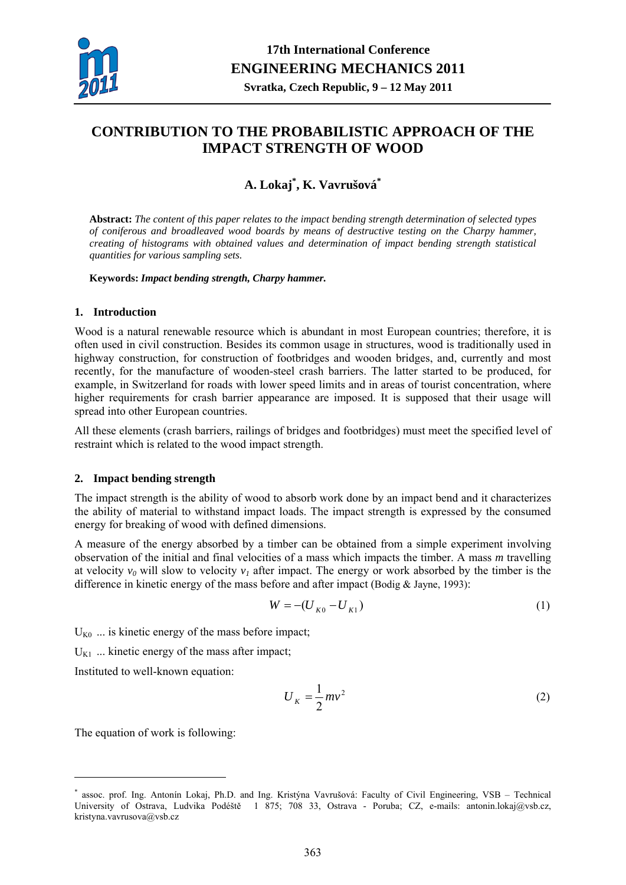# CONTRIBUTION TO THE PROBABILISTIC APPROACH OF THE IMPACT STRENGTH OF WOOD

## A. Lokaj[*], K. Vavrušová[*]

**Abstract:** *The content of this paper relates to the impact bending strength determination of selected types of coniferous and broadleaved wood boards by means of destructive testing on the Charpy hammer, creating of histograms with obtained values and determination of impact bending strength statistical quantities for various sampling sets.*

**Keywords:** ***Impact bending strength, Charpy hammer.***

### 1. Introduction

Wood is a natural renewable resource which is abundant in most European countries; therefore, it is often used in civil construction. Besides its common usage in structures, wood is traditionally used in highway construction, for construction of footbridges and wooden bridges, and, currently and most recently, for the manufacture of wooden-steel crash barriers. The latter started to be produced, for example, in Switzerland for roads with lower speed limits and in areas of tourist concentration, where higher requirements for crash barrier appearance are imposed. It is supposed that their usage will spread into other European countries.

All these elements (crash barriers, railings of bridges and footbridges) must meet the specified level of restraint which is related to the wood impact strength.

### 2. Impact bending strength

The impact strength is the ability of wood to absorb work done by an impact bend and it characterizes the ability of material to withstand impact loads. The impact strength is expressed by the consumed energy for breaking of wood with defined dimensions.

A measure of the energy absorbed by a timber can be obtained from a simple experiment involving observation of the initial and final velocities of a mass which impacts the timber. A mass *m* travelling at velocity $v_0$ will slow to velocity $v_1$ after impact. The energy or work absorbed by the timber is the difference in kinetic energy of the mass before and after impact (Bodig & Jayne, 1993):

$$W = -(U_{K0} - U_{K1}) \tag{1}$$

$U_{K0}$ ... is kinetic energy of the mass before impact;

$U_{K1}$ ... kinetic energy of the mass after impact;

Instituted to well-known equation:

$$U_K = \frac{1}{2} m v^2 \tag{2}$$

The equation of work is following:

---

[*] assoc. prof. Ing. Antonín Lokaj, Ph.D. and Ing. Kristýna Vavrušová: Faculty of Civil Engineering, VSB – Technical University of Ostrava, Ludvika Podéště 1 875; 708 33, Ostrava - Poruba; CZ, e-mails: antonin.lokaj@vsb.cz, kristyna.vavrusova@vsb.cz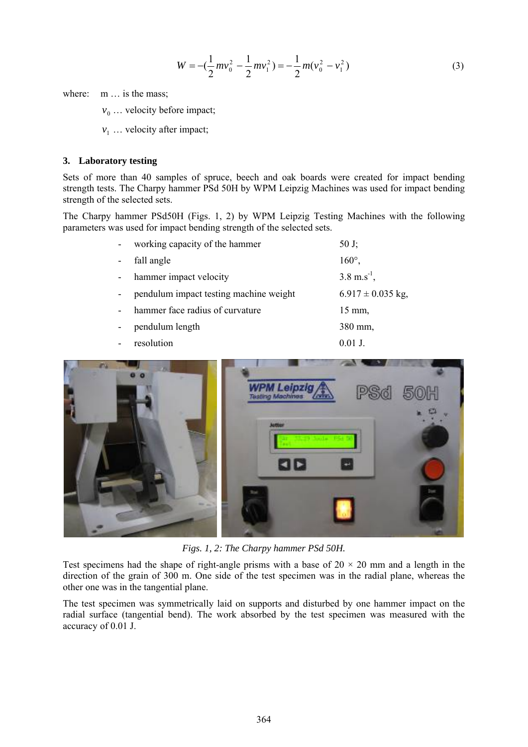$$W = -(\frac{1}{2}mv_0^2 - \frac{1}{2}mv_1^2) = -\frac{1}{2}m(v_0^2 - v_1^2) \tag{3}$$

where: m … is the mass;

$v_0$ … velocity before impact;

$v_1$ … velocity after impact;

## 3. Laboratory testing

Sets of more than 40 samples of spruce, beech and oak boards were created for impact bending strength tests. The Charpy hammer PSd 50H by WPM Leipzig Machines was used for impact bending strength of the selected sets.

The Charpy hammer PSd50H (Figs. 1, 2) by WPM Leipzig Testing Machines with the following parameters was used for impact bending strength of the selected sets.

- working capacity of the hammer 50 J;
- fall angle 160°,
- hammer impact velocity 3.8 m.s$^{-1}$,
- pendulum impact testing machine weight 6.917 ± 0.035 kg,
- hammer face radius of curvature 15 mm,
- pendulum length 380 mm,
- resolution 0.01 J.

*Figs. 1, 2: The Charpy hammer PSd 50H.*

Test specimens had the shape of right-angle prisms with a base of 20 × 20 mm and a length in the direction of the grain of 300 m. One side of the test specimen was in the radial plane, whereas the other one was in the tangential plane.

The test specimen was symmetrically laid on supports and disturbed by one hammer impact on the radial surface (tangential bend). The work absorbed by the test specimen was measured with the accuracy of 0.01 J.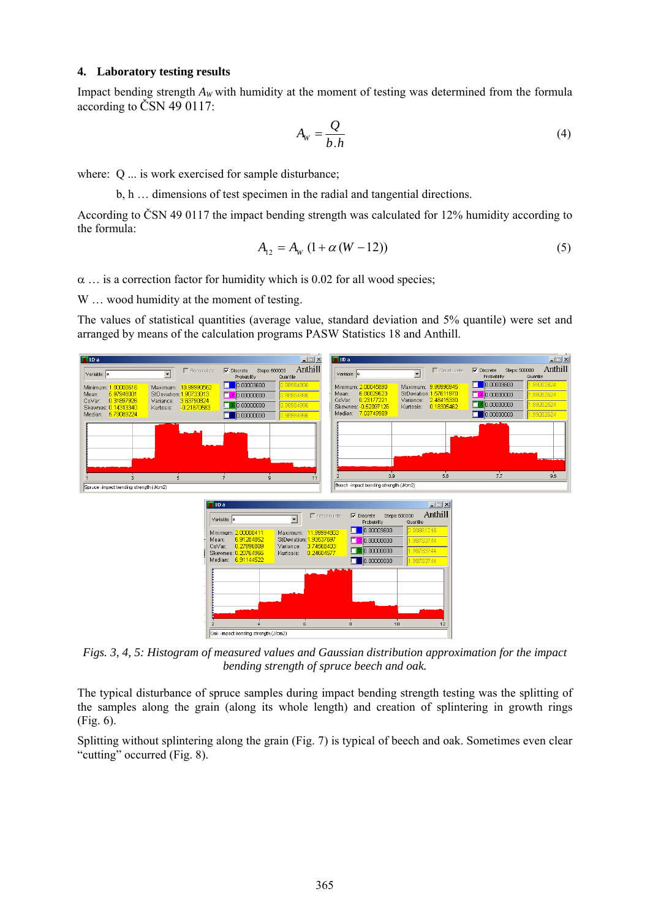## 4. Laboratory testing results

Impact bending strength $A_W$ with humidity at the moment of testing was determined from the formula according to ČSN 49 0117:

$$A_W = \frac{Q}{b.h} \tag{4}$$

where: Q ... is work exercised for sample disturbance;

b, h … dimensions of test specimen in the radial and tangential directions.

According to ČSN 49 0117 the impact bending strength was calculated for 12% humidity according to the formula:

$$A_{12} = A_W \,(1 + \alpha\,(W - 12)) \tag{5}$$

α … is a correction factor for humidity which is 0.02 for all wood species;

W … wood humidity at the moment of testing.

The values of statistical quantities (average value, standard deviation and 5% quantile) were set and arranged by means of the calculation programs PASW Statistics 18 and Anthill.

*Figs. 3, 4, 5: Histogram of measured values and Gaussian distribution approximation for the impact bending strength of spruce beech and oak.*

The typical disturbance of spruce samples during impact bending strength testing was the splitting of the samples along the grain (along its whole length) and creation of splintering in growth rings (Fig. 6).

Splitting without splintering along the grain (Fig. 7) is typical of beech and oak. Sometimes even clear “cutting” occurred (Fig. 8).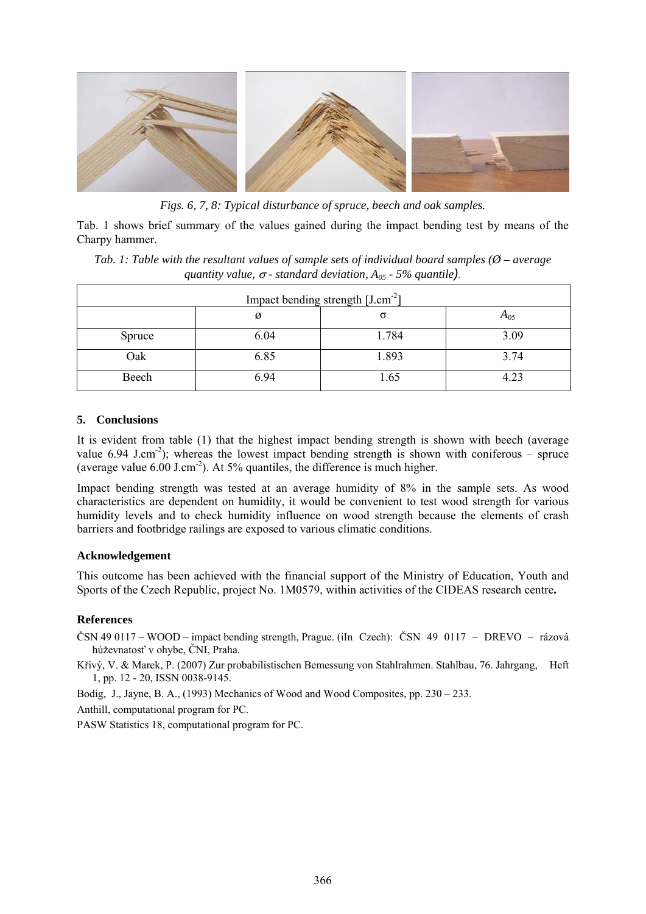*Figs. 6, 7, 8: Typical disturbance of spruce, beech and oak samples.*

Tab. 1 shows brief summary of the values gained during the impact bending test by means of the Charpy hammer.

*Tab. 1: Table with the resultant values of sample sets of individual board samples (Ø – average quantity value, $\sigma$ - standard deviation, $A_{05}$ - 5% quantile).*

| Impact bending strength [J.cm$^{-2}$] | | | |
|---|---|---|---|
| | ø | σ | $A_{05}$ |
| Spruce | 6.04 | 1.784 | 3.09 |
| Oak | 6.85 | 1.893 | 3.74 |
| Beech | 6.94 | 1.65 | 4.23 |

## 5. Conclusions

It is evident from table (1) that the highest impact bending strength is shown with beech (average value 6.94 J.cm$^{-2}$); whereas the lowest impact bending strength is shown with coniferous – spruce (average value 6.00 J.cm$^{-2}$). At 5% quantiles, the difference is much higher.

Impact bending strength was tested at an average humidity of 8% in the sample sets. As wood characteristics are dependent on humidity, it would be convenient to test wood strength for various humidity levels and to check humidity influence on wood strength because the elements of crash barriers and footbridge railings are exposed to various climatic conditions.

## Acknowledgement

This outcome has been achieved with the financial support of the Ministry of Education, Youth and Sports of the Czech Republic, project No. 1M0579, within activities of the CIDEAS research centre**.**

## References

ČSN 49 0117 – WOOD – impact bending strength, Prague. (iIn Czech): ČSN 49 0117 – DREVO – rázová húževnatosť v ohybe, ČNI, Praha.

Křivý, V. & Marek, P. (2007) Zur probabilistischen Bemessung von Stahlrahmen. Stahlbau, 76. Jahrgang, Heft 1, pp. 12 - 20, ISSN 0038-9145.

Bodig, J., Jayne, B. A., (1993) Mechanics of Wood and Wood Composites, pp. 230 – 233.

Anthill, computational program for PC.

PASW Statistics 18, computational program for PC.